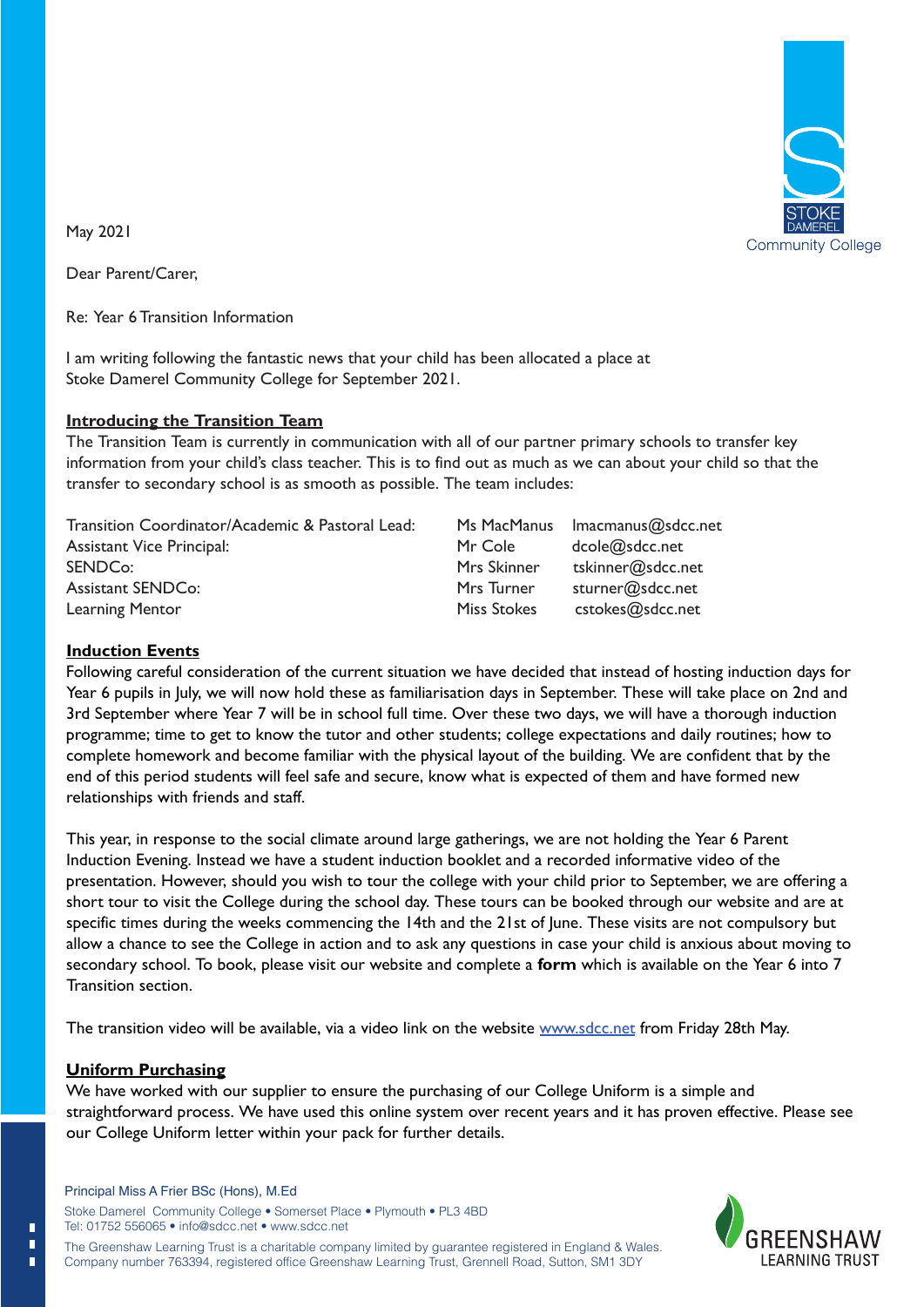May 2021

Dear Parent/Carer,

Re: Year 6 Transition Information

I am writing following the fantastic news that your child has been allocated a place at Stoke Damerel Community College for September 2021.

## Introducing the Transition Team

The Transition Team is currently in communication with all of our partner primary schools to transfer key information from your child's class teacher. This is to find out as much as we can about your child so that the transfer to secondary school is as smooth as possible. The team includes:

| | | |
|---|---|---|
| Transition Coordinator/Academic & Pastoral Lead: | Ms MacManus | lmacmanus@sdcc.net |
| Assistant Vice Principal: | Mr Cole | dcole@sdcc.net |
| SENDCo: | Mrs Skinner | tskinner@sdcc.net |
| Assistant SENDCo: | Mrs Turner | sturner@sdcc.net |
| Learning Mentor | Miss Stokes | cstokes@sdcc.net |

## Induction Events

Following careful consideration of the current situation we have decided that instead of hosting induction days for Year 6 pupils in July, we will now hold these as familiarisation days in September. These will take place on 2nd and 3rd September where Year 7 will be in school full time. Over these two days, we will have a thorough induction programme; time to get to know the tutor and other students; college expectations and daily routines; how to complete homework and become familiar with the physical layout of the building. We are confident that by the end of this period students will feel safe and secure, know what is expected of them and have formed new relationships with friends and staff.

This year, in response to the social climate around large gatherings, we are not holding the Year 6 Parent Induction Evening. Instead we have a student induction booklet and a recorded informative video of the presentation. However, should you wish to tour the college with your child prior to September, we are offering a short tour to visit the College during the school day. These tours can be booked through our website and are at specific times during the weeks commencing the 14th and the 21st of June. These visits are not compulsory but allow a chance to see the College in action and to ask any questions in case your child is anxious about moving to secondary school. To book, please visit our website and complete a **form** which is available on the Year 6 into 7 Transition section.

The transition video will be available, via a video link on the website www.sdcc.net from Friday 28th May.

## Uniform Purchasing

We have worked with our supplier to ensure the purchasing of our College Uniform is a simple and straightforward process. We have used this online system over recent years and it has proven effective. Please see our College Uniform letter within your pack for further details.

Principal Miss A Frier BSc (Hons), M.Ed

Stoke Damerel Community College • Somerset Place • Plymouth • PL3 4BD
Tel: 01752 556065 • info@sdcc.net • www.sdcc.net

The Greenshaw Learning Trust is a charitable company limited by guarantee registered in England & Wales. Company number 763394, registered office Greenshaw Learning Trust, Grennell Road, Sutton, SM1 3DY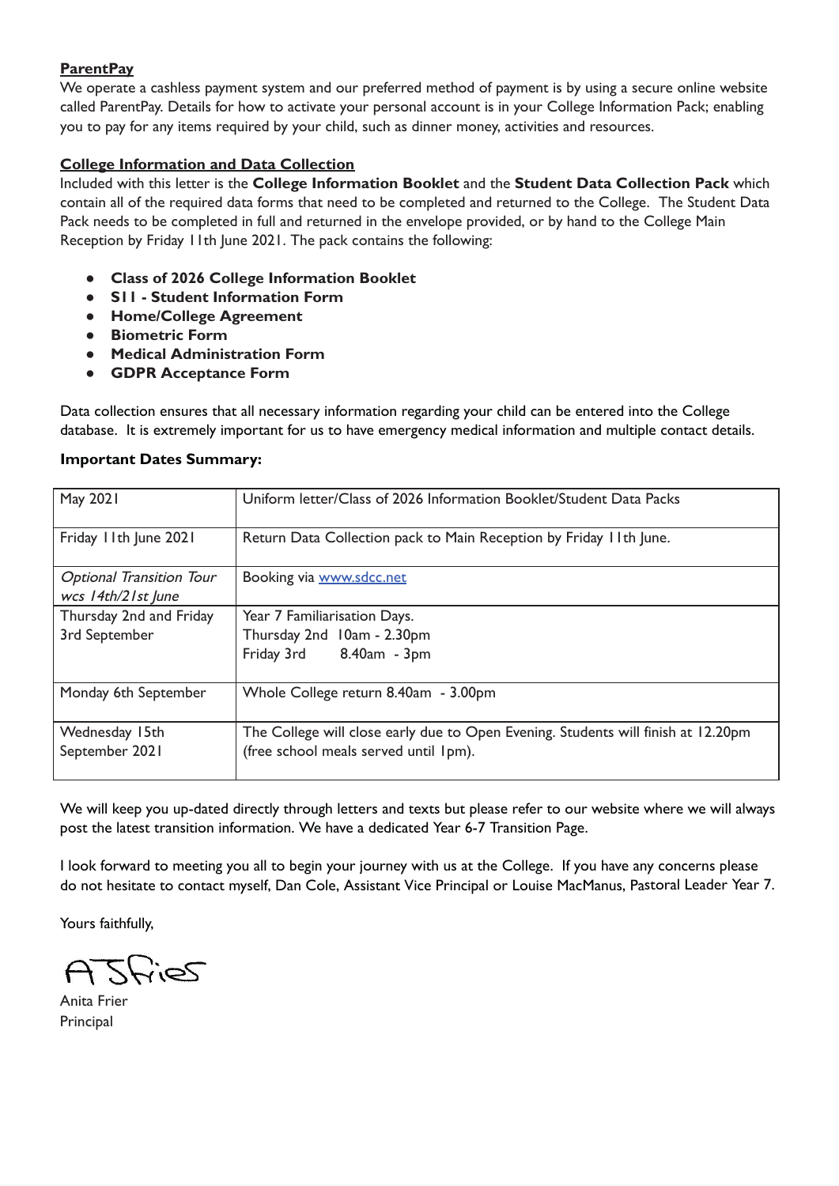**ParentPay**

We operate a cashless payment system and our preferred method of payment is by using a secure online website called ParentPay. Details for how to activate your personal account is in your College Information Pack; enabling you to pay for any items required by your child, such as dinner money, activities and resources.

**College Information and Data Collection**

Included with this letter is the **College Information Booklet** and the **Student Data Collection Pack** which contain all of the required data forms that need to be completed and returned to the College. The Student Data Pack needs to be completed in full and returned in the envelope provided, or by hand to the College Main Reception by Friday 11th June 2021. The pack contains the following:

- **Class of 2026 College Information Booklet**
- **S11 - Student Information Form**
- **Home/College Agreement**
- **Biometric Form**
- **Medical Administration Form**
- **GDPR Acceptance Form**

Data collection ensures that all necessary information regarding your child can be entered into the College database. It is extremely important for us to have emergency medical information and multiple contact details.

**Important Dates Summary:**

| | |
|---|---|
| May 2021 | Uniform letter/Class of 2026 Information Booklet/Student Data Packs |
| Friday 11th June 2021 | Return Data Collection pack to Main Reception by Friday 11th June. |
| *Optional Transition Tour wcs 14th/21st June* | Booking via [www.sdcc.net](www.sdcc.net) |
| Thursday 2nd and Friday 3rd September | Year 7 Familiarisation Days.<br>Thursday 2nd 10am - 2.30pm<br>Friday 3rd 8.40am - 3pm |
| Monday 6th September | Whole College return 8.40am - 3.00pm |
| Wednesday 15th September 2021 | The College will close early due to Open Evening. Students will finish at 12.20pm (free school meals served until 1pm). |

We will keep you up-dated directly through letters and texts but please refer to our website where we will always post the latest transition information. We have a dedicated Year 6-7 Transition Page.

I look forward to meeting you all to begin your journey with us at the College. If you have any concerns please do not hesitate to contact myself, Dan Cole, Assistant Vice Principal or Louise MacManus, Pastoral Leader Year 7.

Yours faithfully,

Anita Frier
Principal